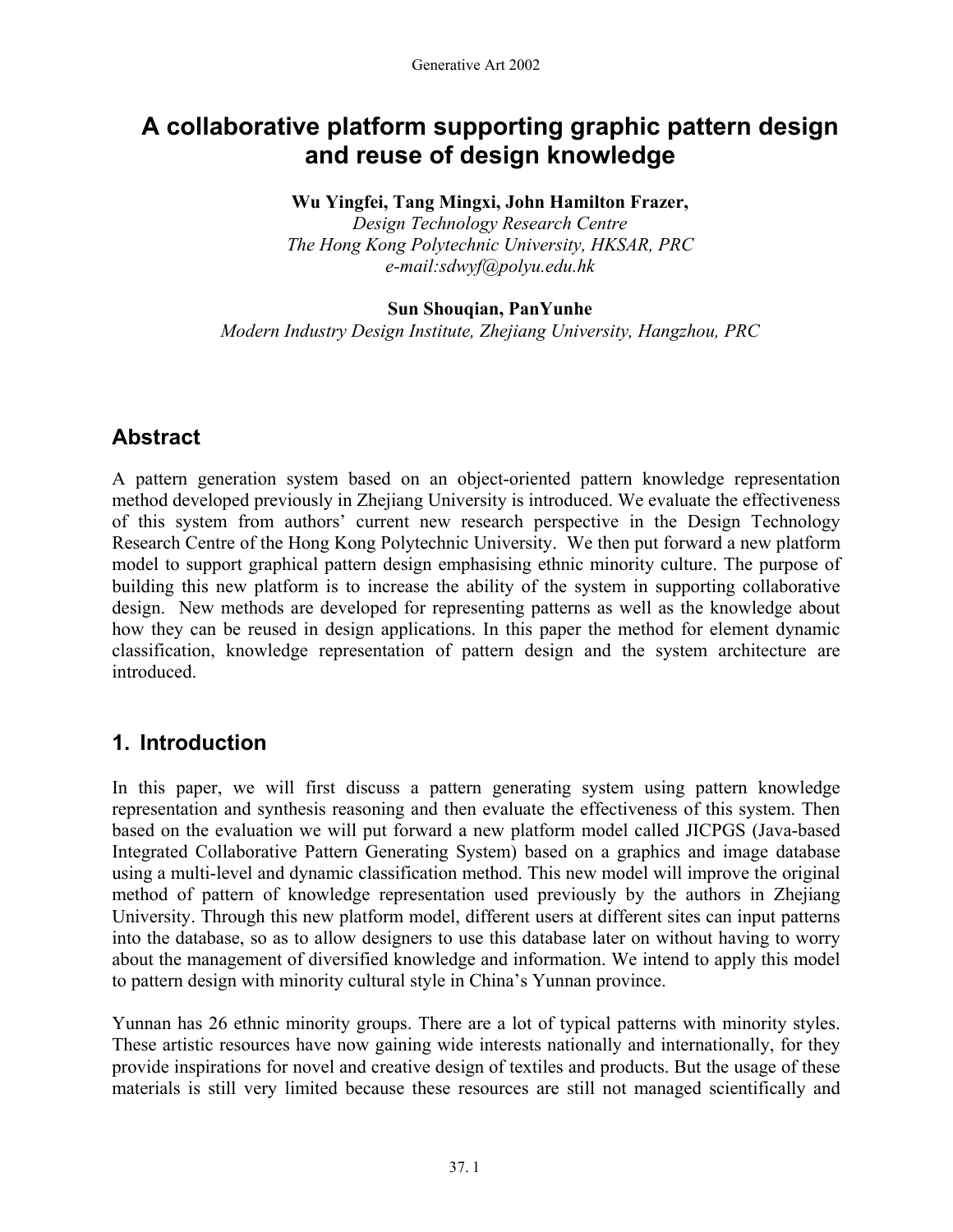# A collaborative platform supporting graphic pattern design and reuse of design knowledge

**Wu Yingfei, Tang Mingxi, John Hamilton Frazer,**
*Design Technology Research Centre*
*The Hong Kong Polytechnic University, HKSAR, PRC*
*e-mail:sdwyf@polyu.edu.hk*

**Sun Shouqian, PanYunhe**
*Modern Industry Design Institute, Zhejiang University, Hangzhou, PRC*

## Abstract

A pattern generation system based on an object-oriented pattern knowledge representation method developed previously in Zhejiang University is introduced. We evaluate the effectiveness of this system from authors' current new research perspective in the Design Technology Research Centre of the Hong Kong Polytechnic University. We then put forward a new platform model to support graphical pattern design emphasising ethnic minority culture. The purpose of building this new platform is to increase the ability of the system in supporting collaborative design. New methods are developed for representing patterns as well as the knowledge about how they can be reused in design applications. In this paper the method for element dynamic classification, knowledge representation of pattern design and the system architecture are introduced.

## 1. Introduction

In this paper, we will first discuss a pattern generating system using pattern knowledge representation and synthesis reasoning and then evaluate the effectiveness of this system. Then based on the evaluation we will put forward a new platform model called JICPGS (Java-based Integrated Collaborative Pattern Generating System) based on a graphics and image database using a multi-level and dynamic classification method. This new model will improve the original method of pattern of knowledge representation used previously by the authors in Zhejiang University. Through this new platform model, different users at different sites can input patterns into the database, so as to allow designers to use this database later on without having to worry about the management of diversified knowledge and information. We intend to apply this model to pattern design with minority cultural style in China's Yunnan province.

Yunnan has 26 ethnic minority groups. There are a lot of typical patterns with minority styles. These artistic resources have now gaining wide interests nationally and internationally, for they provide inspirations for novel and creative design of textiles and products. But the usage of these materials is still very limited because these resources are still not managed scientifically and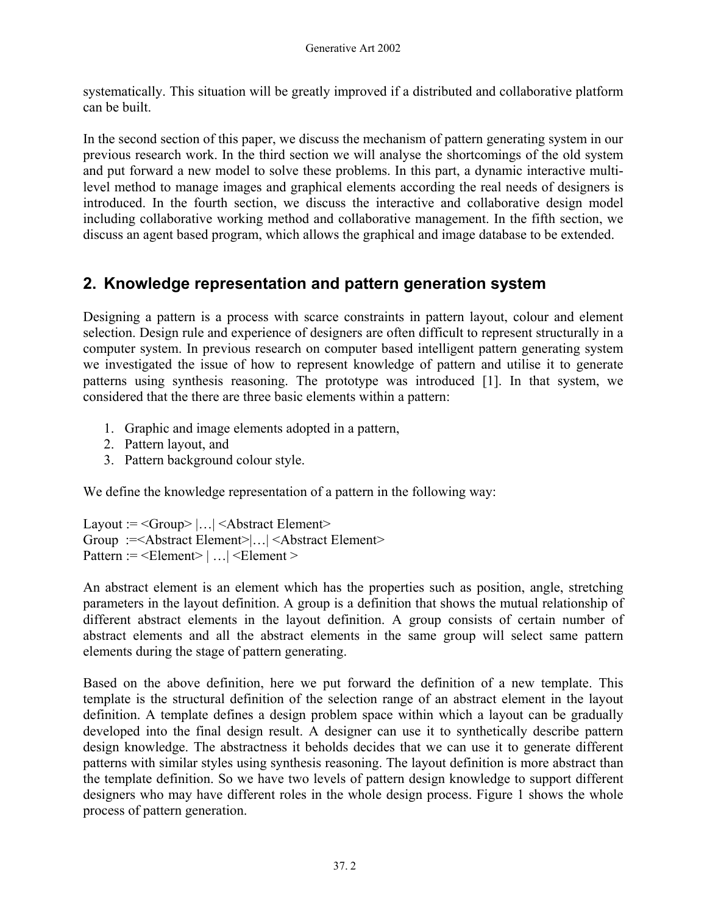systematically. This situation will be greatly improved if a distributed and collaborative platform can be built.

In the second section of this paper, we discuss the mechanism of pattern generating system in our previous research work. In the third section we will analyse the shortcomings of the old system and put forward a new model to solve these problems. In this part, a dynamic interactive multi-level method to manage images and graphical elements according the real needs of designers is introduced. In the fourth section, we discuss the interactive and collaborative design model including collaborative working method and collaborative management. In the fifth section, we discuss an agent based program, which allows the graphical and image database to be extended.

## 2. Knowledge representation and pattern generation system

Designing a pattern is a process with scarce constraints in pattern layout, colour and element selection. Design rule and experience of designers are often difficult to represent structurally in a computer system. In previous research on computer based intelligent pattern generating system we investigated the issue of how to represent knowledge of pattern and utilise it to generate patterns using synthesis reasoning. The prototype was introduced [1]. In that system, we considered that the there are three basic elements within a pattern:

1. Graphic and image elements adopted in a pattern,
2. Pattern layout, and
3. Pattern background colour style.

We define the knowledge representation of a pattern in the following way:

Layout := <Group> |…| <Abstract Element>  
Group :=<Abstract Element>|…| <Abstract Element>  
Pattern := <Element> | …| <Element >

An abstract element is an element which has the properties such as position, angle, stretching parameters in the layout definition. A group is a definition that shows the mutual relationship of different abstract elements in the layout definition. A group consists of certain number of abstract elements and all the abstract elements in the same group will select same pattern elements during the stage of pattern generating.

Based on the above definition, here we put forward the definition of a new template. This template is the structural definition of the selection range of an abstract element in the layout definition. A template defines a design problem space within which a layout can be gradually developed into the final design result. A designer can use it to synthetically describe pattern design knowledge. The abstractness it beholds decides that we can use it to generate different patterns with similar styles using synthesis reasoning. The layout definition is more abstract than the template definition. So we have two levels of pattern design knowledge to support different designers who may have different roles in the whole design process. Figure 1 shows the whole process of pattern generation.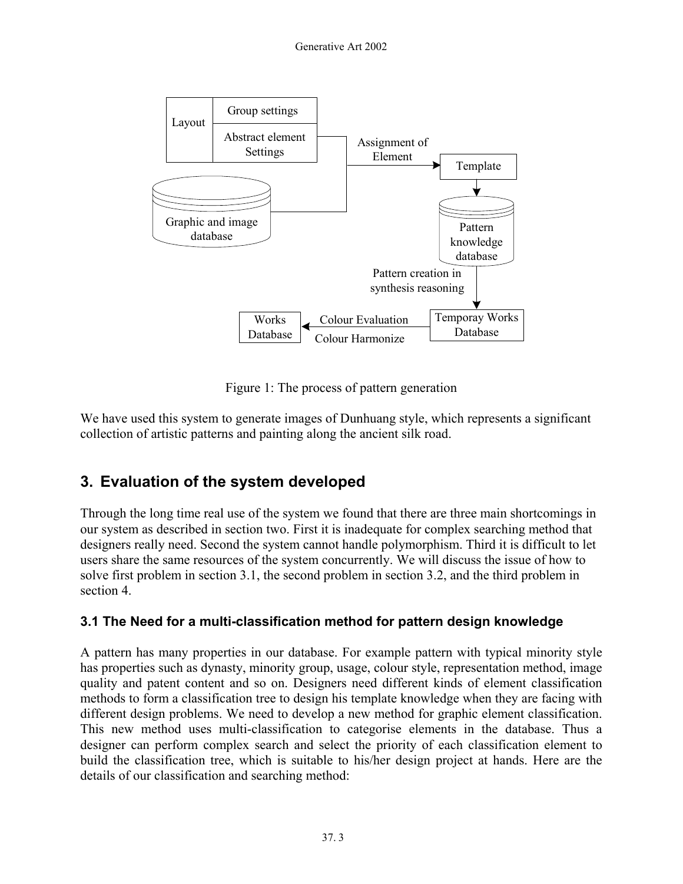Figure 1: The process of pattern generation

We have used this system to generate images of Dunhuang style, which represents a significant collection of artistic patterns and painting along the ancient silk road.

## 3. Evaluation of the system developed

Through the long time real use of the system we found that there are three main shortcomings in our system as described in section two. First it is inadequate for complex searching method that designers really need. Second the system cannot handle polymorphism. Third it is difficult to let users share the same resources of the system concurrently. We will discuss the issue of how to solve first problem in section 3.1, the second problem in section 3.2, and the third problem in section 4.

### 3.1 The Need for a multi-classification method for pattern design knowledge

A pattern has many properties in our database. For example pattern with typical minority style has properties such as dynasty, minority group, usage, colour style, representation method, image quality and patent content and so on. Designers need different kinds of element classification methods to form a classification tree to design his template knowledge when they are facing with different design problems. We need to develop a new method for graphic element classification. This new method uses multi-classification to categorise elements in the database. Thus a designer can perform complex search and select the priority of each classification element to build the classification tree, which is suitable to his/her design project at hands. Here are the details of our classification and searching method: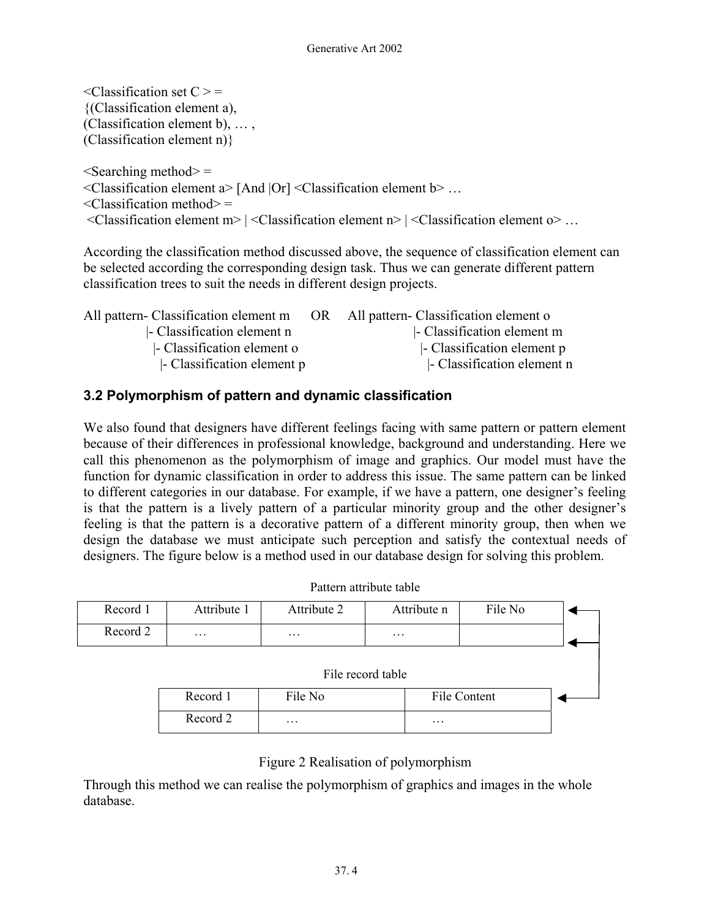<Classification set C > =
{(Classification element a),
(Classification element b), … ,
(Classification element n)}

<Searching method> =
<Classification element a> [And |Or] <Classification element b> …
<Classification method> =
<Classification element m> | <Classification element n> | <Classification element o> …

According the classification method discussed above, the sequence of classification element can be selected according the corresponding design task. Thus we can generate different pattern classification trees to suit the needs in different design projects.

```
All pattern- Classification element m      OR     All pattern- Classification element o
              |- Classification element n                       |- Classification element m
                |- Classification element o                       |- Classification element p
                  |- Classification element p                       |- Classification element n
```

### 3.2 Polymorphism of pattern and dynamic classification

We also found that designers have different feelings facing with same pattern or pattern element because of their differences in professional knowledge, background and understanding. Here we call this phenomenon as the polymorphism of image and graphics. Our model must have the function for dynamic classification in order to address this issue. The same pattern can be linked to different categories in our database. For example, if we have a pattern, one designer's feeling is that the pattern is a lively pattern of a particular minority group and the other designer's feeling is that the pattern is a decorative pattern of a different minority group, then when we design the database we must anticipate such perception and satisfy the contextual needs of designers. The figure below is a method used in our database design for solving this problem.

Pattern attribute table

| Record 1 | Attribute 1 | Attribute 2 | Attribute n | File No |
|---|---|---|---|---|
| Record 2 | … | … | … | |

File record table

| Record 1 | File No | File Content |
|---|---|---|
| Record 2 | … | … |

Figure 2 Realisation of polymorphism

Through this method we can realise the polymorphism of graphics and images in the whole database.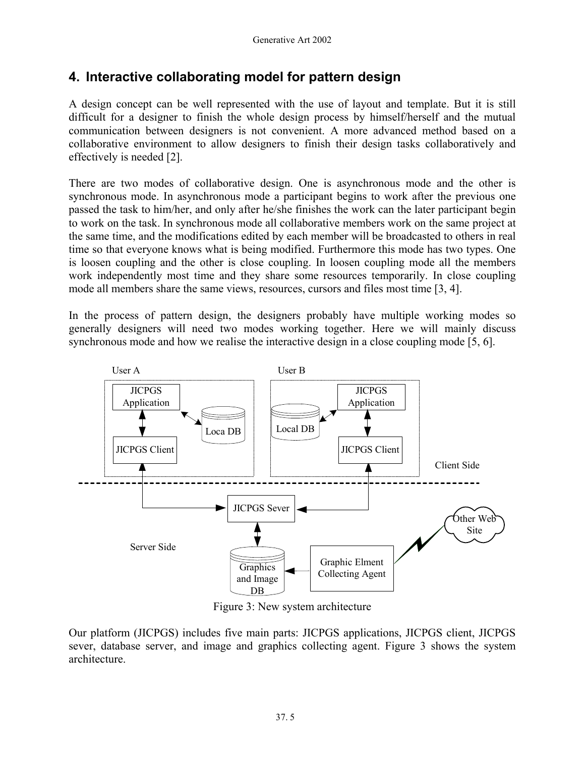## 4. Interactive collaborating model for pattern design

A design concept can be well represented with the use of layout and template. But it is still difficult for a designer to finish the whole design process by himself/herself and the mutual communication between designers is not convenient. A more advanced method based on a collaborative environment to allow designers to finish their design tasks collaboratively and effectively is needed [2].

There are two modes of collaborative design. One is asynchronous mode and the other is synchronous mode. In asynchronous mode a participant begins to work after the previous one passed the task to him/her, and only after he/she finishes the work can the later participant begin to work on the task. In synchronous mode all collaborative members work on the same project at the same time, and the modifications edited by each member will be broadcasted to others in real time so that everyone knows what is being modified. Furthermore this mode has two types. One is loosen coupling and the other is close coupling. In loosen coupling mode all the members work independently most time and they share some resources temporarily. In close coupling mode all members share the same views, resources, cursors and files most time [3, 4].

In the process of pattern design, the designers probably have multiple working modes so generally designers will need two modes working together. Here we will mainly discuss synchronous mode and how we realise the interactive design in a close coupling mode [5, 6].

User A | User B | JICPGS Application | JICPGS Application | Loca DB | Local DB | JICPGS Client | JICPGS Client | Client Side | JICPGS Sever | Other Web Site | Server Side | Graphics and Image DB | Graphic Elment Collecting Agent

Figure 3: New system architecture

Our platform (JICPGS) includes five main parts: JICPGS applications, JICPGS client, JICPGS sever, database server, and image and graphics collecting agent. Figure 3 shows the system architecture.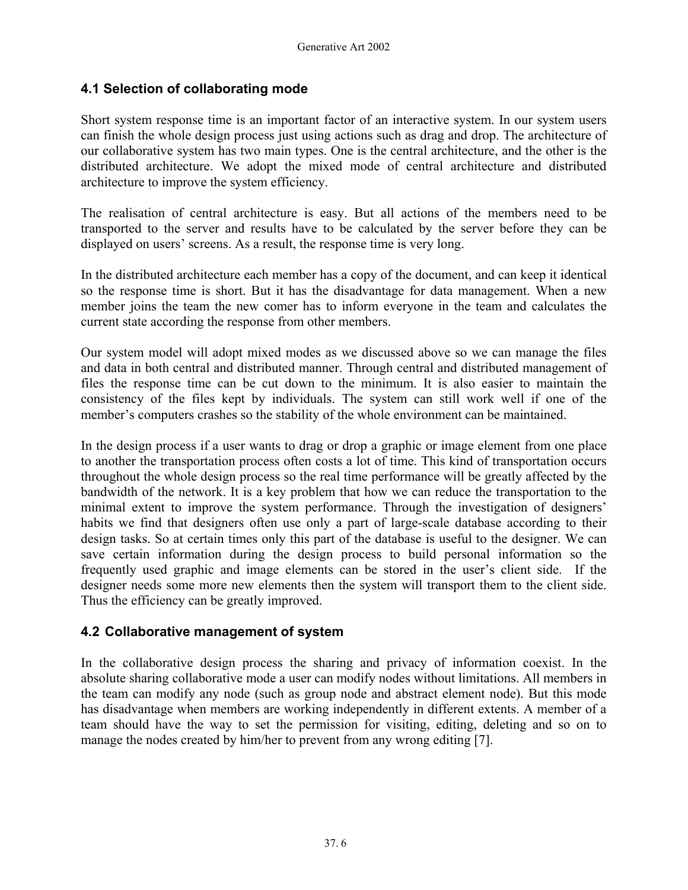## 4.1 Selection of collaborating mode

Short system response time is an important factor of an interactive system. In our system users can finish the whole design process just using actions such as drag and drop. The architecture of our collaborative system has two main types. One is the central architecture, and the other is the distributed architecture. We adopt the mixed mode of central architecture and distributed architecture to improve the system efficiency.

The realisation of central architecture is easy. But all actions of the members need to be transported to the server and results have to be calculated by the server before they can be displayed on users' screens. As a result, the response time is very long.

In the distributed architecture each member has a copy of the document, and can keep it identical so the response time is short. But it has the disadvantage for data management. When a new member joins the team the new comer has to inform everyone in the team and calculates the current state according the response from other members.

Our system model will adopt mixed modes as we discussed above so we can manage the files and data in both central and distributed manner. Through central and distributed management of files the response time can be cut down to the minimum. It is also easier to maintain the consistency of the files kept by individuals. The system can still work well if one of the member's computers crashes so the stability of the whole environment can be maintained.

In the design process if a user wants to drag or drop a graphic or image element from one place to another the transportation process often costs a lot of time. This kind of transportation occurs throughout the whole design process so the real time performance will be greatly affected by the bandwidth of the network. It is a key problem that how we can reduce the transportation to the minimal extent to improve the system performance. Through the investigation of designers' habits we find that designers often use only a part of large-scale database according to their design tasks. So at certain times only this part of the database is useful to the designer. We can save certain information during the design process to build personal information so the frequently used graphic and image elements can be stored in the user's client side. If the designer needs some more new elements then the system will transport them to the client side. Thus the efficiency can be greatly improved.

## 4.2 Collaborative management of system

In the collaborative design process the sharing and privacy of information coexist. In the absolute sharing collaborative mode a user can modify nodes without limitations. All members in the team can modify any node (such as group node and abstract element node). But this mode has disadvantage when members are working independently in different extents. A member of a team should have the way to set the permission for visiting, editing, deleting and so on to manage the nodes created by him/her to prevent from any wrong editing [7].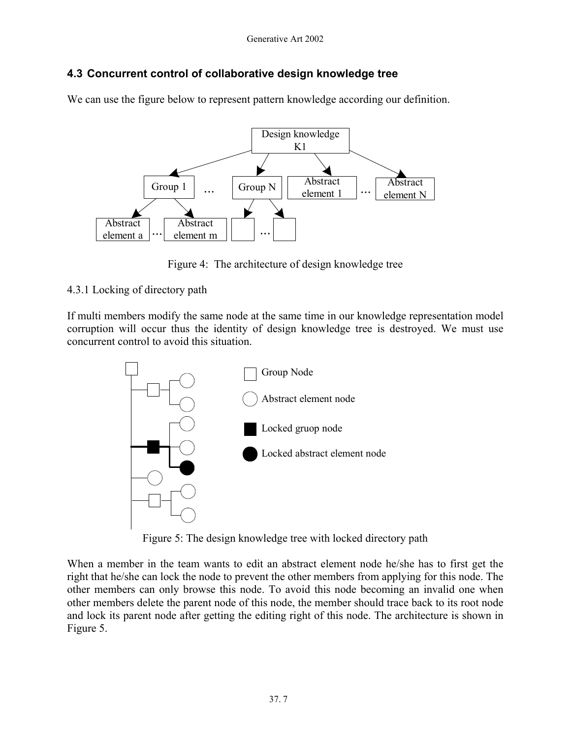### 4.3 Concurrent control of collaborative design knowledge tree

We can use the figure below to represent pattern knowledge according our definition.

Figure 4: The architecture of design knowledge tree

4.3.1 Locking of directory path

If multi members modify the same node at the same time in our knowledge representation model corruption will occur thus the identity of design knowledge tree is destroyed. We must use concurrent control to avoid this situation.

Figure 5: The design knowledge tree with locked directory path

When a member in the team wants to edit an abstract element node he/she has to first get the right that he/she can lock the node to prevent the other members from applying for this node. The other members can only browse this node. To avoid this node becoming an invalid one when other members delete the parent node of this node, the member should trace back to its root node and lock its parent node after getting the editing right of this node. The architecture is shown in Figure 5.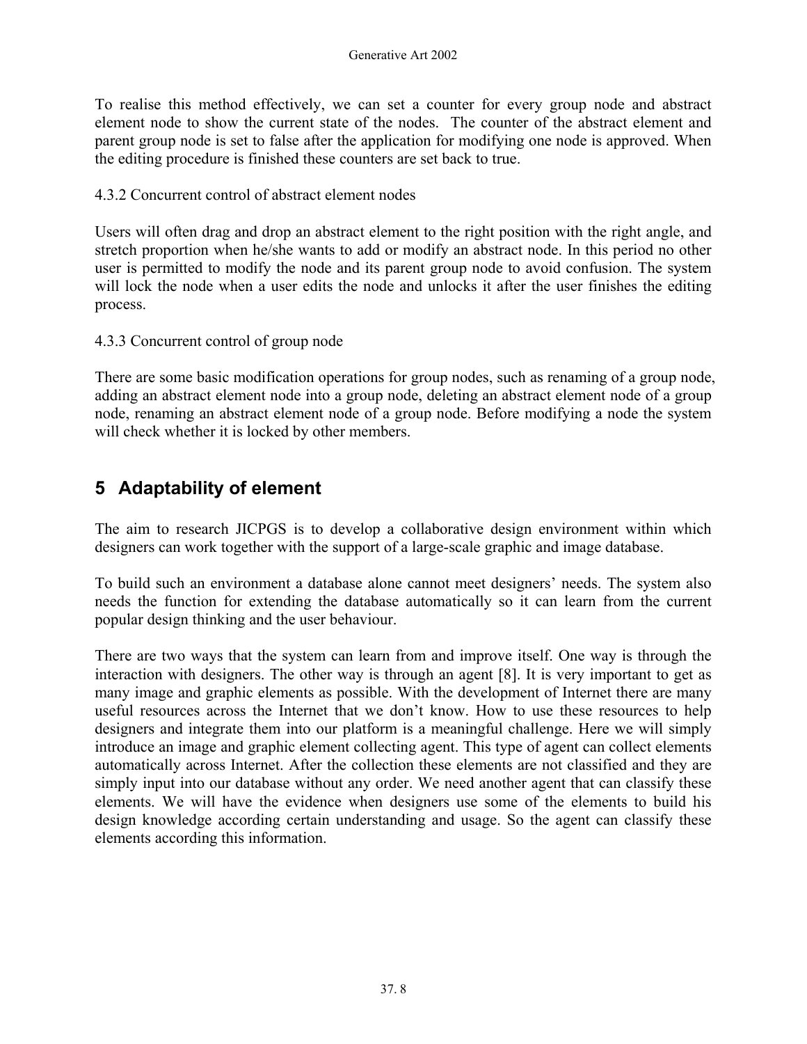To realise this method effectively, we can set a counter for every group node and abstract element node to show the current state of the nodes. The counter of the abstract element and parent group node is set to false after the application for modifying one node is approved. When the editing procedure is finished these counters are set back to true.

4.3.2 Concurrent control of abstract element nodes

Users will often drag and drop an abstract element to the right position with the right angle, and stretch proportion when he/she wants to add or modify an abstract node. In this period no other user is permitted to modify the node and its parent group node to avoid confusion. The system will lock the node when a user edits the node and unlocks it after the user finishes the editing process.

4.3.3 Concurrent control of group node

There are some basic modification operations for group nodes, such as renaming of a group node, adding an abstract element node into a group node, deleting an abstract element node of a group node, renaming an abstract element node of a group node. Before modifying a node the system will check whether it is locked by other members.

## 5 Adaptability of element

The aim to research JICPGS is to develop a collaborative design environment within which designers can work together with the support of a large-scale graphic and image database.

To build such an environment a database alone cannot meet designers' needs. The system also needs the function for extending the database automatically so it can learn from the current popular design thinking and the user behaviour.

There are two ways that the system can learn from and improve itself. One way is through the interaction with designers. The other way is through an agent [8]. It is very important to get as many image and graphic elements as possible. With the development of Internet there are many useful resources across the Internet that we don't know. How to use these resources to help designers and integrate them into our platform is a meaningful challenge. Here we will simply introduce an image and graphic element collecting agent. This type of agent can collect elements automatically across Internet. After the collection these elements are not classified and they are simply input into our database without any order. We need another agent that can classify these elements. We will have the evidence when designers use some of the elements to build his design knowledge according certain understanding and usage. So the agent can classify these elements according this information.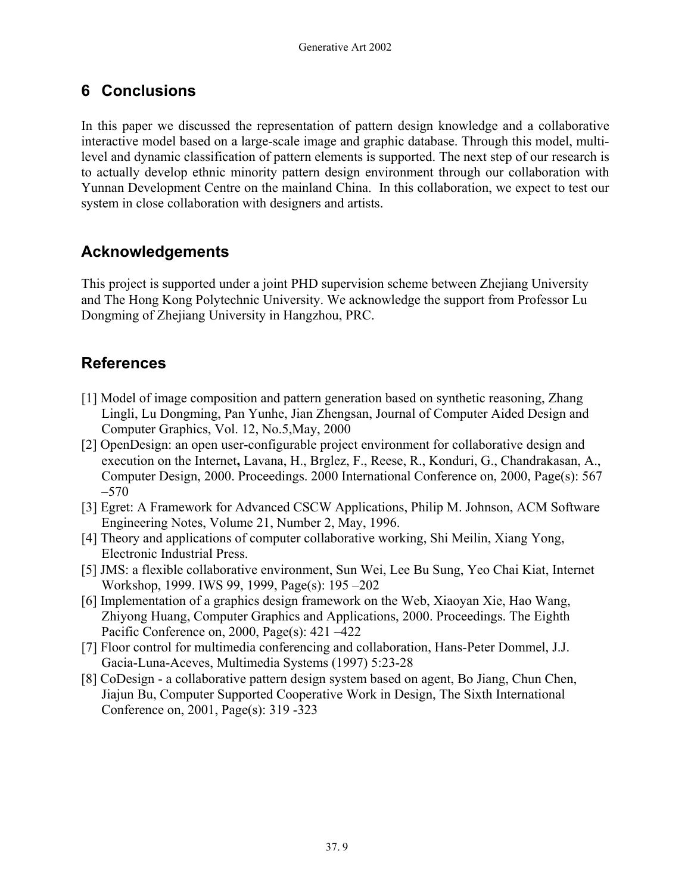## 6 Conclusions

In this paper we discussed the representation of pattern design knowledge and a collaborative interactive model based on a large-scale image and graphic database. Through this model, multi-level and dynamic classification of pattern elements is supported. The next step of our research is to actually develop ethnic minority pattern design environment through our collaboration with Yunnan Development Centre on the mainland China. In this collaboration, we expect to test our system in close collaboration with designers and artists.

## Acknowledgements

This project is supported under a joint PHD supervision scheme between Zhejiang University and The Hong Kong Polytechnic University. We acknowledge the support from Professor Lu Dongming of Zhejiang University in Hangzhou, PRC.

## References

[1] Model of image composition and pattern generation based on synthetic reasoning, Zhang Lingli, Lu Dongming, Pan Yunhe, Jian Zhengsan, Journal of Computer Aided Design and Computer Graphics, Vol. 12, No.5,May, 2000

[2] OpenDesign: an open user-configurable project environment for collaborative design and execution on the Internet**,** Lavana, H., Brglez, F., Reese, R., Konduri, G., Chandrakasan, A., Computer Design, 2000. Proceedings. 2000 International Conference on, 2000, Page(s): 567 –570

[3] Egret: A Framework for Advanced CSCW Applications, Philip M. Johnson, ACM Software Engineering Notes, Volume 21, Number 2, May, 1996.

[4] Theory and applications of computer collaborative working, Shi Meilin, Xiang Yong, Electronic Industrial Press.

[5] JMS: a flexible collaborative environment, Sun Wei, Lee Bu Sung, Yeo Chai Kiat, Internet Workshop, 1999. IWS 99, 1999, Page(s): 195 –202

[6] Implementation of a graphics design framework on the Web, Xiaoyan Xie, Hao Wang, Zhiyong Huang, Computer Graphics and Applications, 2000. Proceedings. The Eighth Pacific Conference on, 2000, Page(s): 421 –422

[7] Floor control for multimedia conferencing and collaboration, Hans-Peter Dommel, J.J. Gacia-Luna-Aceves, Multimedia Systems (1997) 5:23-28

[8] CoDesign - a collaborative pattern design system based on agent, Bo Jiang, Chun Chen, Jiajun Bu, Computer Supported Cooperative Work in Design, The Sixth International Conference on, 2001, Page(s): 319 -323